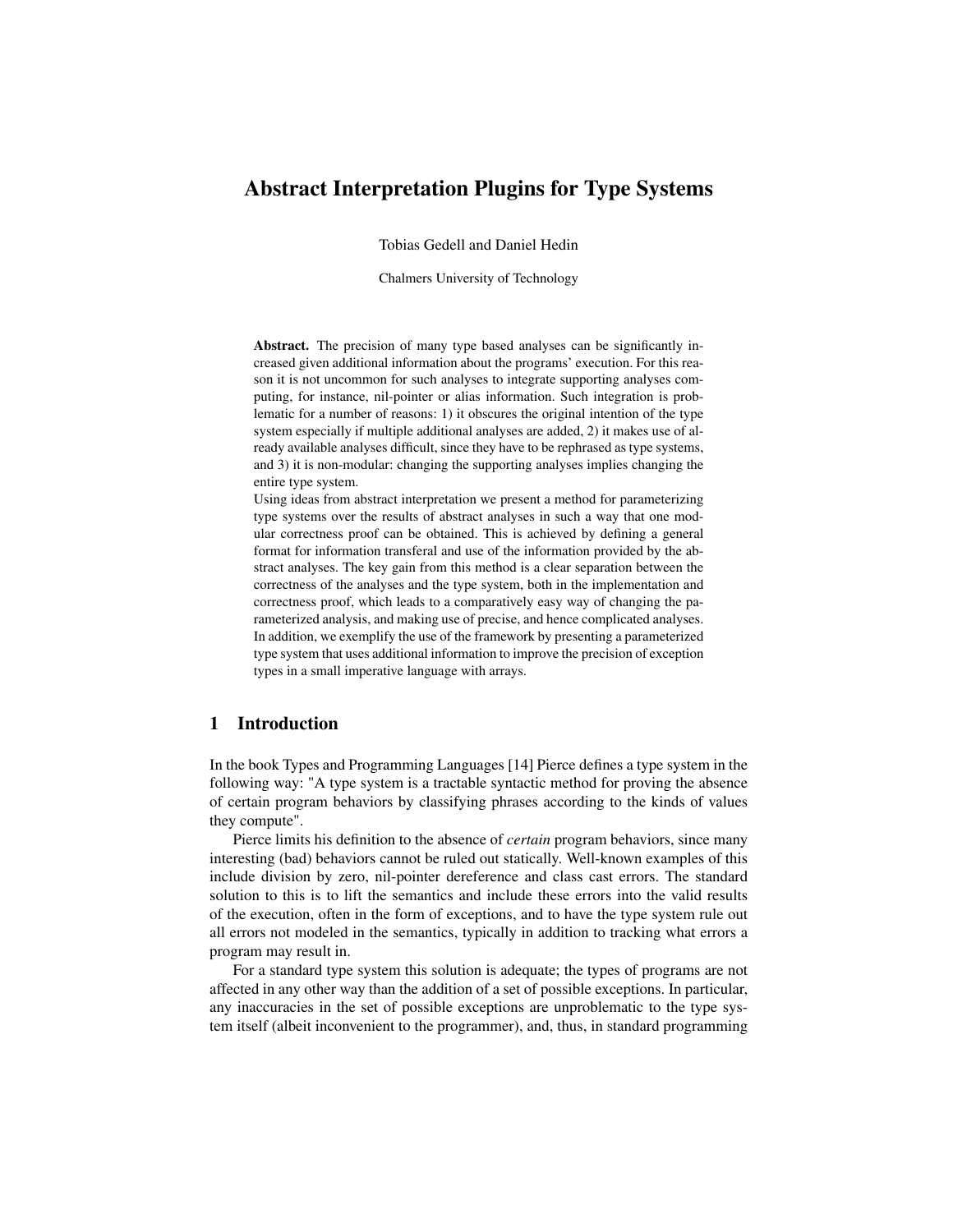# Abstract Interpretation Plugins for Type Systems

Tobias Gedell and Daniel Hedin

Chalmers University of Technology

**Abstract.** The precision of many type based analyses can be significantly increased given additional information about the programs' execution. For this reason it is not uncommon for such analyses to integrate supporting analyses computing, for instance, nil-pointer or alias information. Such integration is problematic for a number of reasons: 1) it obscures the original intention of the type system especially if multiple additional analyses are added, 2) it makes use of already available analyses difficult, since they have to be rephrased as type systems, and 3) it is non-modular: changing the supporting analyses implies changing the entire type system.

Using ideas from abstract interpretation we present a method for parameterizing type systems over the results of abstract analyses in such a way that one modular correctness proof can be obtained. This is achieved by defining a general format for information transferal and use of the information provided by the abstract analyses. The key gain from this method is a clear separation between the correctness of the analyses and the type system, both in the implementation and correctness proof, which leads to a comparatively easy way of changing the parameterized analysis, and making use of precise, and hence complicated analyses. In addition, we exemplify the use of the framework by presenting a parameterized type system that uses additional information to improve the precision of exception types in a small imperative language with arrays.

## 1 Introduction

In the book Types and Programming Languages [14] Pierce defines a type system in the following way: "A type system is a tractable syntactic method for proving the absence of certain program behaviors by classifying phrases according to the kinds of values they compute".

Pierce limits his definition to the absence of *certain* program behaviors, since many interesting (bad) behaviors cannot be ruled out statically. Well-known examples of this include division by zero, nil-pointer dereference and class cast errors. The standard solution to this is to lift the semantics and include these errors into the valid results of the execution, often in the form of exceptions, and to have the type system rule out all errors not modeled in the semantics, typically in addition to tracking what errors a program may result in.

For a standard type system this solution is adequate; the types of programs are not affected in any other way than the addition of a set of possible exceptions. In particular, any inaccuracies in the set of possible exceptions are unproblematic to the type system itself (albeit inconvenient to the programmer), and, thus, in standard programming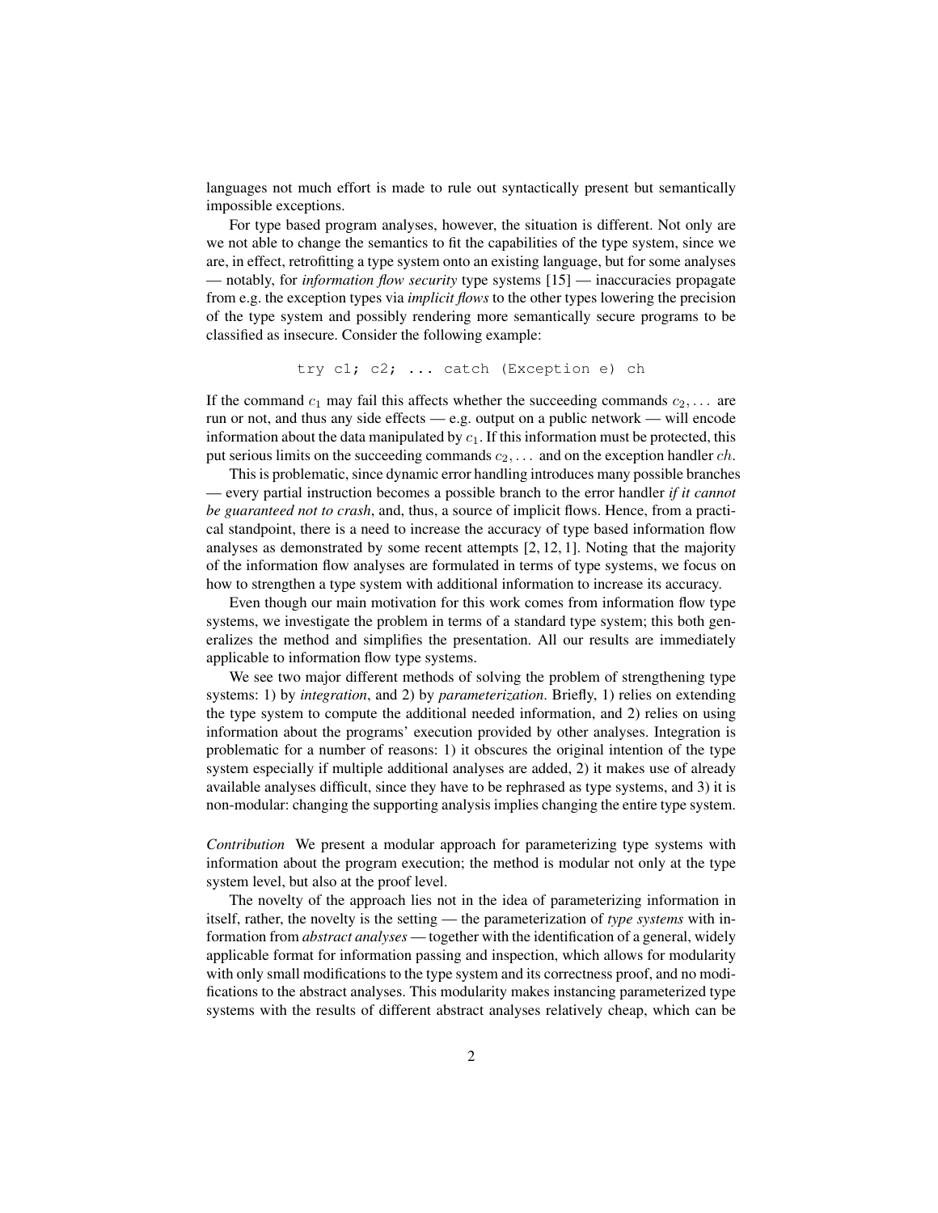languages not much effort is made to rule out syntactically present but semantically impossible exceptions.

For type based program analyses, however, the situation is different. Not only are we not able to change the semantics to fit the capabilities of the type system, since we are, in effect, retrofitting a type system onto an existing language, but for some analyses — notably, for *information flow security* type systems [15] — inaccuracies propagate from e.g. the exception types via *implicit flows* to the other types lowering the precision of the type system and possibly rendering more semantically secure programs to be classified as insecure. Consider the following example:

```
try c1; c2; ... catch (Exception e) ch
```

If the command $c_1$ may fail this affects whether the succeeding commands $c_2, \ldots$ are run or not, and thus any side effects — e.g. output on a public network — will encode information about the data manipulated by $c_1$. If this information must be protected, this put serious limits on the succeeding commands $c_2, \ldots$ and on the exception handler $ch$.

This is problematic, since dynamic error handling introduces many possible branches — every partial instruction becomes a possible branch to the error handler *if it cannot be guaranteed not to crash*, and, thus, a source of implicit flows. Hence, from a practical standpoint, there is a need to increase the accuracy of type based information flow analyses as demonstrated by some recent attempts [2, 12, 1]. Noting that the majority of the information flow analyses are formulated in terms of type systems, we focus on how to strengthen a type system with additional information to increase its accuracy.

Even though our main motivation for this work comes from information flow type systems, we investigate the problem in terms of a standard type system; this both generalizes the method and simplifies the presentation. All our results are immediately applicable to information flow type systems.

We see two major different methods of solving the problem of strengthening type systems: 1) by *integration*, and 2) by *parameterization*. Briefly, 1) relies on extending the type system to compute the additional needed information, and 2) relies on using information about the programs' execution provided by other analyses. Integration is problematic for a number of reasons: 1) it obscures the original intention of the type system especially if multiple additional analyses are added, 2) it makes use of already available analyses difficult, since they have to be rephrased as type systems, and 3) it is non-modular: changing the supporting analysis implies changing the entire type system.

*Contribution* We present a modular approach for parameterizing type systems with information about the program execution; the method is modular not only at the type system level, but also at the proof level.

The novelty of the approach lies not in the idea of parameterizing information in itself, rather, the novelty is the setting — the parameterization of *type systems* with information from *abstract analyses* — together with the identification of a general, widely applicable format for information passing and inspection, which allows for modularity with only small modifications to the type system and its correctness proof, and no modifications to the abstract analyses. This modularity makes instancing parameterized type systems with the results of different abstract analyses relatively cheap, which can be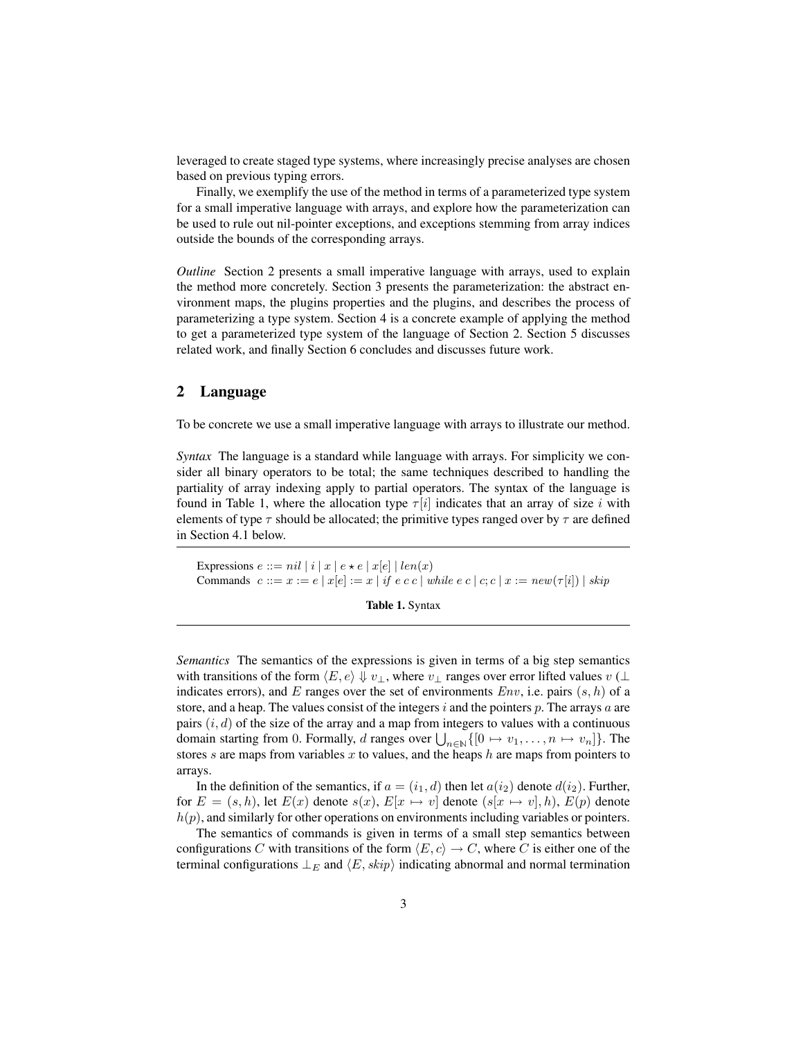leveraged to create staged type systems, where increasingly precise analyses are chosen based on previous typing errors.

Finally, we exemplify the use of the method in terms of a parameterized type system for a small imperative language with arrays, and explore how the parameterization can be used to rule out nil-pointer exceptions, and exceptions stemming from array indices outside the bounds of the corresponding arrays.

*Outline* Section 2 presents a small imperative language with arrays, used to explain the method more concretely. Section 3 presents the parameterization: the abstract environment maps, the plugins properties and the plugins, and describes the process of parameterizing a type system. Section 4 is a concrete example of applying the method to get a parameterized type system of the language of Section 2. Section 5 discusses related work, and finally Section 6 concludes and discusses future work.

## 2 Language

To be concrete we use a small imperative language with arrays to illustrate our method.

*Syntax* The language is a standard while language with arrays. For simplicity we consider all binary operators to be total; the same techniques described to handling the partiality of array indexing apply to partial operators. The syntax of the language is found in Table 1, where the allocation type $\tau[i]$ indicates that an array of size $i$ with elements of type $\tau$ should be allocated; the primitive types ranged over by $\tau$ are defined in Section 4.1 below.

Expressions $e ::= nil \mid i \mid x \mid e \star e \mid x[e] \mid len(x)$
Commands $c ::= x := e \mid x[e] := x \mid if\ e\ c\ c \mid while\ e\ c \mid c; c \mid x := new(\tau[i]) \mid skip$

**Table 1.** Syntax

*Semantics* The semantics of the expressions is given in terms of a big step semantics with transitions of the form $\langle E, e\rangle \Downarrow v_\perp$, where $v_\perp$ ranges over error lifted values $v$ ($\perp$ indicates errors), and $E$ ranges over the set of environments $Env$, i.e. pairs $(s, h)$ of a store, and a heap. The values consist of the integers $i$ and the pointers $p$. The arrays $a$ are pairs $(i, d)$ of the size of the array and a map from integers to values with a continuous domain starting from 0. Formally, $d$ ranges over $\bigcup_{n\in\mathbb{N}}\{[0 \mapsto v_1, \ldots, n \mapsto v_n]\}$. The stores $s$ are maps from variables $x$ to values, and the heaps $h$ are maps from pointers to arrays.

In the definition of the semantics, if $a = (i_1, d)$ then let $a(i_2)$ denote $d(i_2)$. Further, for $E = (s, h)$, let $E(x)$ denote $s(x)$, $E[x \mapsto v]$ denote $(s[x \mapsto v], h)$, $E(p)$ denote $h(p)$, and similarly for other operations on environments including variables or pointers.

The semantics of commands is given in terms of a small step semantics between configurations $C$ with transitions of the form $\langle E, c\rangle \rightarrow C$, where $C$ is either one of the terminal configurations $\perp_E$ and $\langle E, skip\rangle$ indicating abnormal and normal termination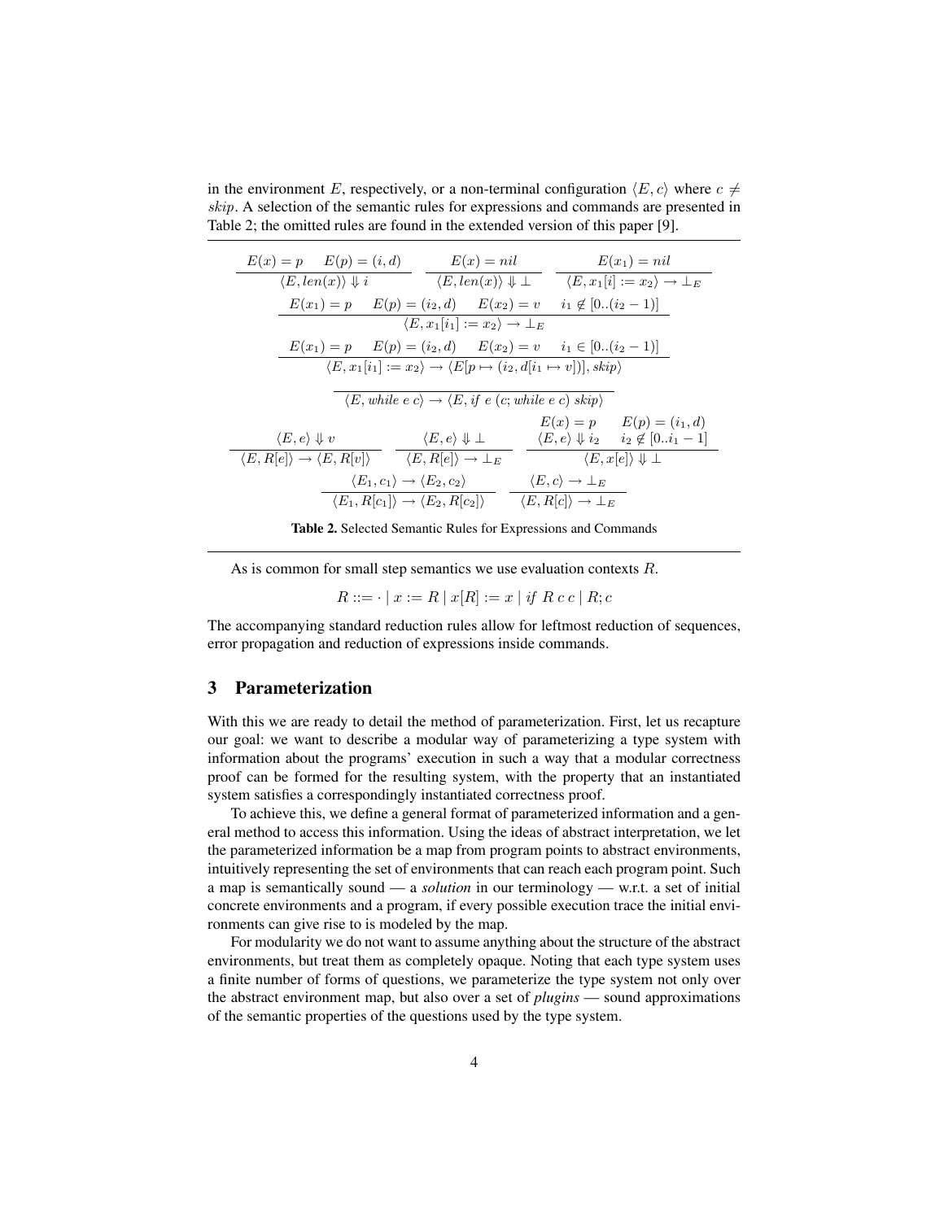in the environment $E$, respectively, or a non-terminal configuration $\langle E, c\rangle$ where $c \neq$ *skip*. A selection of the semantic rules for expressions and commands are presented in Table 2; the omitted rules are found in the extended version of this paper [9].

$$\frac{E(x) = p \quad E(p) = (i, d)}{\langle E, len(x)\rangle \Downarrow i} \qquad \frac{E(x) = nil}{\langle E, len(x)\rangle \Downarrow \bot} \qquad \frac{E(x_1) = nil}{\langle E, x_1[i] := x_2\rangle \rightarrow \bot_E}$$

$$\frac{E(x_1) = p \quad E(p) = (i_2, d) \quad E(x_2) = v \quad i_1 \notin [0..(i_2 - 1)]}{\langle E, x_1[i_1] := x_2\rangle \rightarrow \bot_E}$$

$$\frac{E(x_1) = p \quad E(p) = (i_2, d) \quad E(x_2) = v \quad i_1 \in [0..(i_2 - 1)]}{\langle E, x_1[i_1] := x_2\rangle \rightarrow \langle E[p \mapsto (i_2, d[i_1 \mapsto v])], skip\rangle}$$

$$\frac{}{\langle E, while\ e\ c\rangle \rightarrow \langle E, if\ e\ (c; while\ e\ c)\ skip\rangle}$$

$$\frac{\langle E, e\rangle \Downarrow v}{\langle E, R[e]\rangle \rightarrow \langle E, R[v]\rangle} \qquad \frac{\langle E, e\rangle \Downarrow \bot}{\langle E, R[e]\rangle \rightarrow \bot_E} \qquad \frac{E(x) = p \quad E(p) = (i_1, d) \quad \langle E, e\rangle \Downarrow i_2 \quad i_2 \notin [0..i_1 - 1]}{\langle E, x[e]\rangle \Downarrow \bot}$$

$$\frac{\langle E_1, c_1\rangle \rightarrow \langle E_2, c_2\rangle}{\langle E_1, R[c_1]\rangle \rightarrow \langle E_2, R[c_2]\rangle} \qquad \frac{\langle E, c\rangle \rightarrow \bot_E}{\langle E, R[c]\rangle \rightarrow \bot_E}$$

**Table 2.** Selected Semantic Rules for Expressions and Commands

As is common for small step semantics we use evaluation contexts $R$.

$$R ::= \cdot \mid x := R \mid x[R] := x \mid if\ R\ c\ c \mid R; c$$

The accompanying standard reduction rules allow for leftmost reduction of sequences, error propagation and reduction of expressions inside commands.

## 3 Parameterization

With this we are ready to detail the method of parameterization. First, let us recapture our goal: we want to describe a modular way of parameterizing a type system with information about the programs' execution in such a way that a modular correctness proof can be formed for the resulting system, with the property that an instantiated system satisfies a correspondingly instantiated correctness proof.

To achieve this, we define a general format of parameterized information and a general method to access this information. Using the ideas of abstract interpretation, we let the parameterized information be a map from program points to abstract environments, intuitively representing the set of environments that can reach each program point. Such a map is semantically sound — a *solution* in our terminology — w.r.t. a set of initial concrete environments and a program, if every possible execution trace the initial environments can give rise to is modeled by the map.

For modularity we do not want to assume anything about the structure of the abstract environments, but treat them as completely opaque. Noting that each type system uses a finite number of forms of questions, we parameterize the type system not only over the abstract environment map, but also over a set of *plugins* — sound approximations of the semantic properties of the questions used by the type system.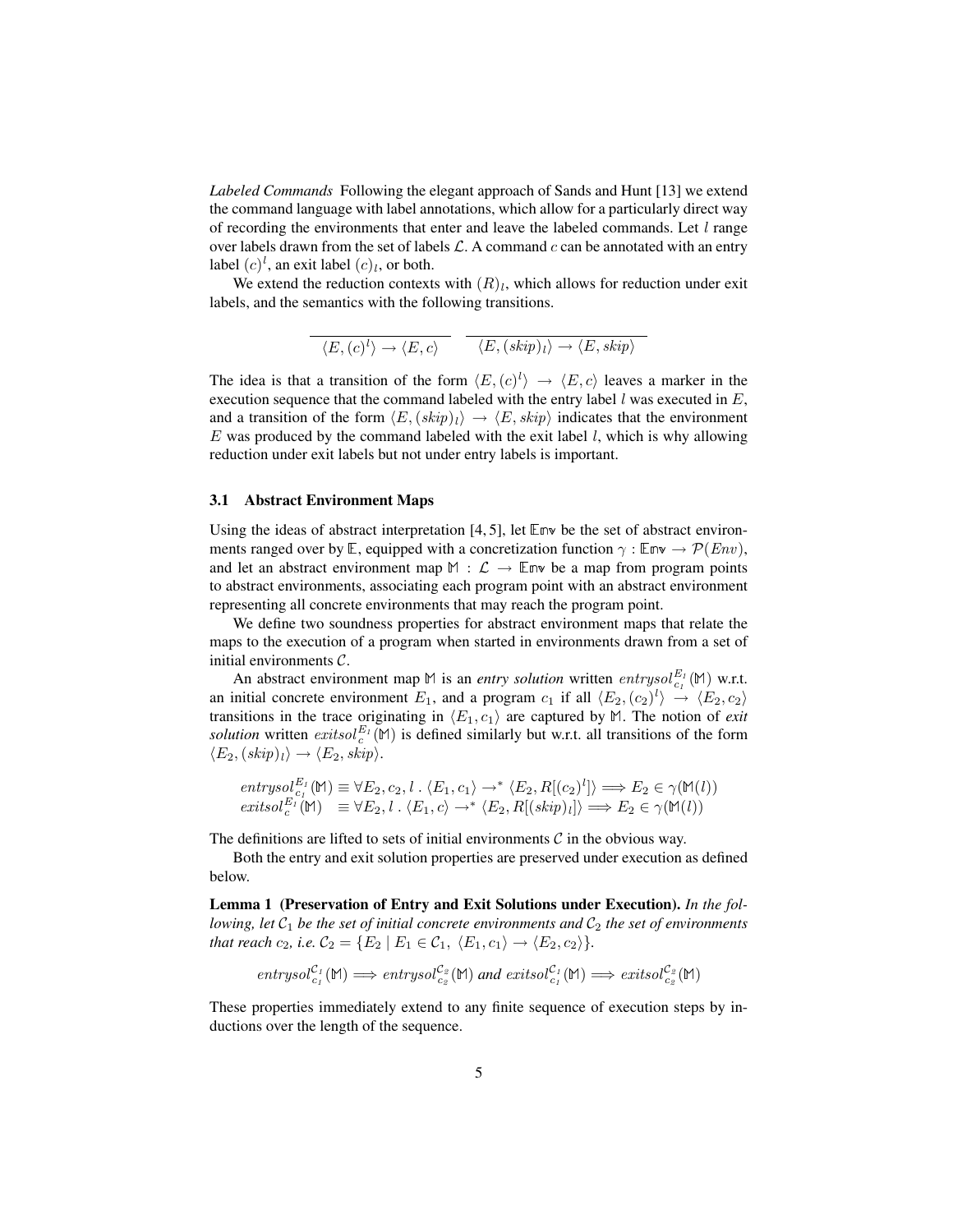*Labeled Commands* Following the elegant approach of Sands and Hunt [13] we extend the command language with label annotations, which allow for a particularly direct way of recording the environments that enter and leave the labeled commands. Let $l$ range over labels drawn from the set of labels $\mathcal{L}$. A command $c$ can be annotated with an entry label $(c)^l$, an exit label $(c)_l$, or both.

We extend the reduction contexts with $(R)_l$, which allows for reduction under exit labels, and the semantics with the following transitions.

$$\frac{}{\langle E, (c)^l \rangle \to \langle E, c \rangle} \qquad \frac{}{\langle E, (skip)_l \rangle \to \langle E, skip \rangle}$$

The idea is that a transition of the form $\langle E, (c)^l \rangle \to \langle E, c \rangle$ leaves a marker in the execution sequence that the command labeled with the entry label $l$ was executed in $E$, and a transition of the form $\langle E, (skip)_l \rangle \to \langle E, skip \rangle$ indicates that the environment $E$ was produced by the command labeled with the exit label $l$, which is why allowing reduction under exit labels but not under entry labels is important.

### 3.1 Abstract Environment Maps

Using the ideas of abstract interpretation [4, 5], let $\mathbb{E}\mathrm{nv}$ be the set of abstract environments ranged over by $\mathbb{E}$, equipped with a concretization function $\gamma : \mathbb{E}\mathrm{nv} \to \mathcal{P}(Env)$, and let an abstract environment map $\mathbb{M} : \mathcal{L} \to \mathbb{E}\mathrm{nv}$ be a map from program points to abstract environments, associating each program point with an abstract environment representing all concrete environments that may reach the program point.

We define two soundness properties for abstract environment maps that relate the maps to the execution of a program when started in environments drawn from a set of initial environments $\mathcal{C}$.

An abstract environment map $\mathbb{M}$ is an *entry solution* written $entrysol^{E_1}_{c_1}(\mathbb{M})$ w.r.t. an initial concrete environment $E_1$, and a program $c_1$ if all $\langle E_2, (c_2)^l \rangle \to \langle E_2, c_2 \rangle$ transitions in the trace originating in $\langle E_1, c_1 \rangle$ are captured by $\mathbb{M}$. The notion of *exit solution* written $exitsol^{E_1}_{c}(\mathbb{M})$ is defined similarly but w.r.t. all transitions of the form $\langle E_2, (skip)_l \rangle \to \langle E_2, skip \rangle$.

$$\begin{aligned}
entrysol^{E_1}_{c_1}(\mathbb{M}) &\equiv \forall E_2, c_2, l \,.\, \langle E_1, c_1 \rangle \to^* \langle E_2, R[(c_2)^l] \rangle \Longrightarrow E_2 \in \gamma(\mathbb{M}(l)) \\
exitsol^{E_1}_{c}(\mathbb{M}) &\equiv \forall E_2, l \,.\, \langle E_1, c \rangle \to^* \langle E_2, R[(skip)_l] \rangle \Longrightarrow E_2 \in \gamma(\mathbb{M}(l))
\end{aligned}$$

The definitions are lifted to sets of initial environments $\mathcal{C}$ in the obvious way.

Both the entry and exit solution properties are preserved under execution as defined below.

**Lemma 1 (Preservation of Entry and Exit Solutions under Execution).** *In the following, let $\mathcal{C}_1$ be the set of initial concrete environments and $\mathcal{C}_2$ the set of environments that reach $c_2$, i.e. $\mathcal{C}_2 = \{E_2 \mid E_1 \in \mathcal{C}_1,\ \langle E_1, c_1 \rangle \to \langle E_2, c_2 \rangle\}$.*

$$entrysol^{\mathcal{C}_1}_{c_1}(\mathbb{M}) \Longrightarrow entrysol^{\mathcal{C}_2}_{c_2}(\mathbb{M}) \text{ and } exitsol^{\mathcal{C}_1}_{c_1}(\mathbb{M}) \Longrightarrow exitsol^{\mathcal{C}_2}_{c_2}(\mathbb{M})$$

These properties immediately extend to any finite sequence of execution steps by inductions over the length of the sequence.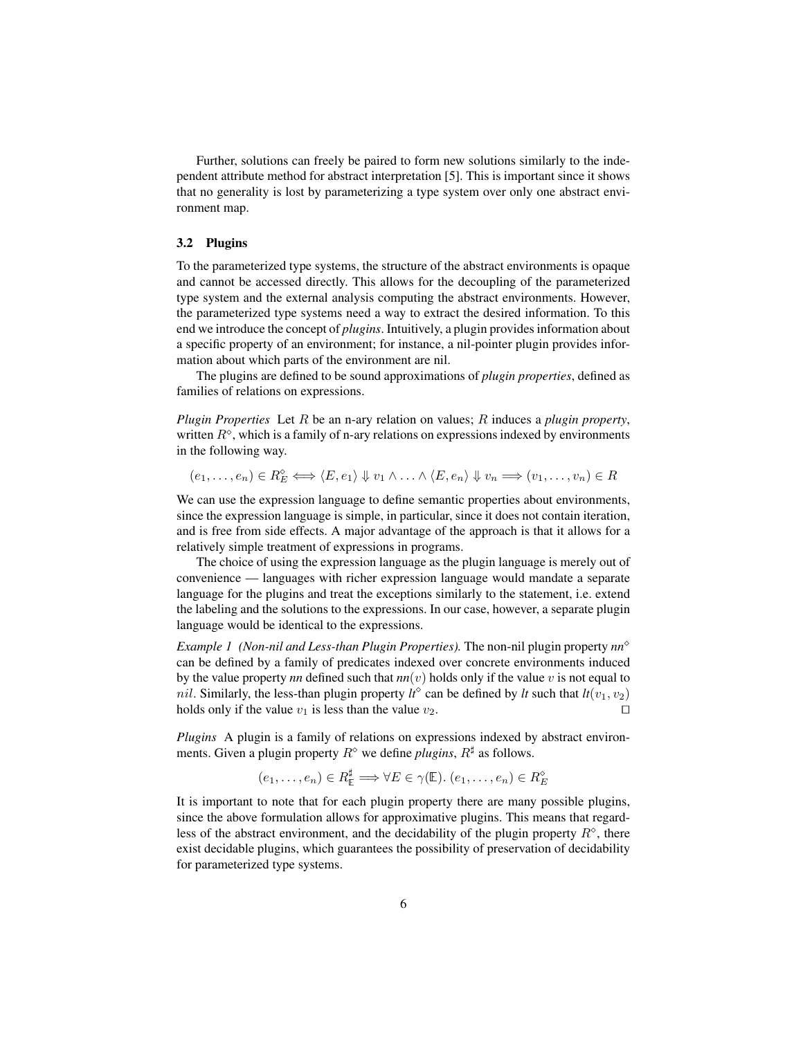Further, solutions can freely be paired to form new solutions similarly to the independent attribute method for abstract interpretation [5]. This is important since it shows that no generality is lost by parameterizing a type system over only one abstract environment map.

### 3.2 Plugins

To the parameterized type systems, the structure of the abstract environments is opaque and cannot be accessed directly. This allows for the decoupling of the parameterized type system and the external analysis computing the abstract environments. However, the parameterized type systems need a way to extract the desired information. To this end we introduce the concept of *plugins*. Intuitively, a plugin provides information about a specific property of an environment; for instance, a nil-pointer plugin provides information about which parts of the environment are nil.

The plugins are defined to be sound approximations of *plugin properties*, defined as families of relations on expressions.

*Plugin Properties* Let $R$ be an n-ary relation on values; $R$ induces a *plugin property*, written $R^\diamond$, which is a family of n-ary relations on expressions indexed by environments in the following way.

$$(e_1, \ldots, e_n) \in R^\diamond_E \iff \langle E, e_1 \rangle \Downarrow v_1 \wedge \ldots \wedge \langle E, e_n \rangle \Downarrow v_n \implies (v_1, \ldots, v_n) \in R$$

We can use the expression language to define semantic properties about environments, since the expression language is simple, in particular, since it does not contain iteration, and is free from side effects. A major advantage of the approach is that it allows for a relatively simple treatment of expressions in programs.

The choice of using the expression language as the plugin language is merely out of convenience — languages with richer expression language would mandate a separate language for the plugins and treat the exceptions similarly to the statement, i.e. extend the labeling and the solutions to the expressions. In our case, however, a separate plugin language would be identical to the expressions.

*Example 1 (Non-nil and Less-than Plugin Properties).* The non-nil plugin property $nn^\diamond$ can be defined by a family of predicates indexed over concrete environments induced by the value property *nn* defined such that $nn(v)$ holds only if the value $v$ is not equal to $nil$. Similarly, the less-than plugin property $lt^\diamond$ can be defined by *lt* such that $lt(v_1, v_2)$ holds only if the value $v_1$ is less than the value $v_2$. □

*Plugins* A plugin is a family of relations on expressions indexed by abstract environments. Given a plugin property $R^\diamond$ we define *plugins*, $R^\sharp$ as follows.

$$(e_1, \ldots, e_n) \in R^\sharp_{\mathbb{E}} \implies \forall E \in \gamma(\mathbb{E}).\ (e_1, \ldots, e_n) \in R^\diamond_E$$

It is important to note that for each plugin property there are many possible plugins, since the above formulation allows for approximative plugins. This means that regardless of the abstract environment, and the decidability of the plugin property $R^\diamond$, there exist decidable plugins, which guarantees the possibility of preservation of decidability for parameterized type systems.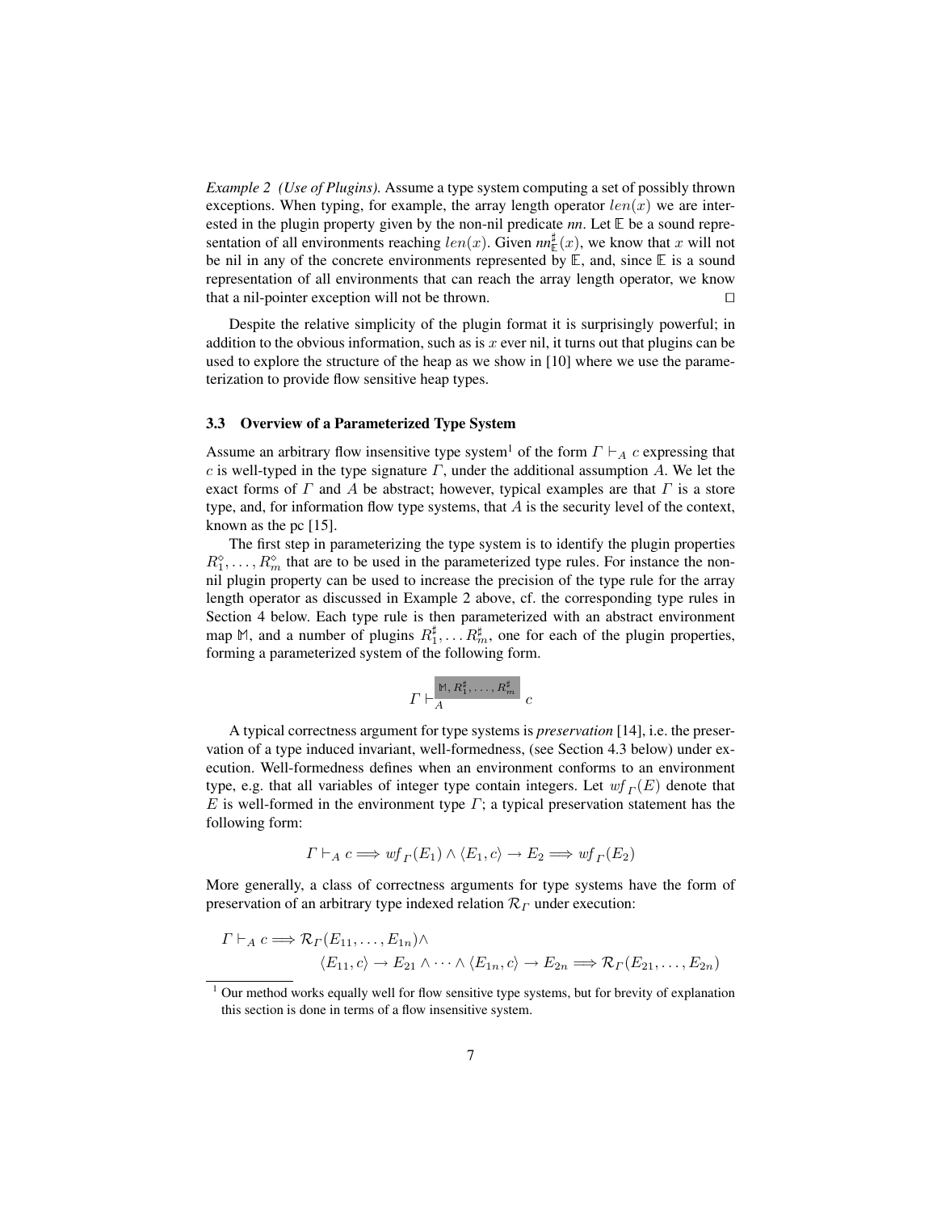*Example 2 (Use of Plugins).* Assume a type system computing a set of possibly thrown exceptions. When typing, for example, the array length operator $len(x)$ we are interested in the plugin property given by the non-nil predicate *nn*. Let $\mathbb{E}$ be a sound representation of all environments reaching $len(x)$. Given $nn^{\sharp}_{\mathbb{E}}(x)$, we know that $x$ will not be nil in any of the concrete environments represented by $\mathbb{E}$, and, since $\mathbb{E}$ is a sound representation of all environments that can reach the array length operator, we know that a nil-pointer exception will not be thrown. □

Despite the relative simplicity of the plugin format it is surprisingly powerful; in addition to the obvious information, such as is $x$ ever nil, it turns out that plugins can be used to explore the structure of the heap as we show in [10] where we use the parameterization to provide flow sensitive heap types.

### 3.3 Overview of a Parameterized Type System

Assume an arbitrary flow insensitive type system[1] of the form $\Gamma \vdash_A c$ expressing that $c$ is well-typed in the type signature $\Gamma$, under the additional assumption $A$. We let the exact forms of $\Gamma$ and $A$ be abstract; however, typical examples are that $\Gamma$ is a store type, and, for information flow type systems, that $A$ is the security level of the context, known as the pc [15].

The first step in parameterizing the type system is to identify the plugin properties $R^{\diamond}_1, \ldots, R^{\diamond}_m$ that are to be used in the parameterized type rules. For instance the non-nil plugin property can be used to increase the precision of the type rule for the array length operator as discussed in Example 2 above, cf. the corresponding type rules in Section 4 below. Each type rule is then parameterized with an abstract environment map $\mathbb{M}$, and a number of plugins $R^{\sharp}_1, \ldots R^{\sharp}_m$, one for each of the plugin properties, forming a parameterized system of the following form.

$$\Gamma \vdash_A^{\mathbb{M}, R^{\sharp}_1, \ldots, R^{\sharp}_m} c$$

A typical correctness argument for type systems is *preservation* [14], i.e. the preservation of a type induced invariant, well-formedness, (see Section 4.3 below) under execution. Well-formedness defines when an environment conforms to an environment type, e.g. that all variables of integer type contain integers. Let $wf_{\Gamma}(E)$ denote that $E$ is well-formed in the environment type $\Gamma$; a typical preservation statement has the following form:

$$\Gamma \vdash_A c \Longrightarrow wf_{\Gamma}(E_1) \wedge \langle E_1, c\rangle \to E_2 \Longrightarrow wf_{\Gamma}(E_2)$$

More generally, a class of correctness arguments for type systems have the form of preservation of an arbitrary type indexed relation $\mathcal{R}_{\Gamma}$ under execution:

$$\Gamma \vdash_A c \Longrightarrow \mathcal{R}_{\Gamma}(E_{11}, \ldots, E_{1n}) \wedge \\ \langle E_{11}, c\rangle \to E_{21} \wedge \cdots \wedge \langle E_{1n}, c\rangle \to E_{2n} \Longrightarrow \mathcal{R}_{\Gamma}(E_{21}, \ldots, E_{2n})$$

[1] Our method works equally well for flow sensitive type systems, but for brevity of explanation this section is done in terms of a flow insensitive system.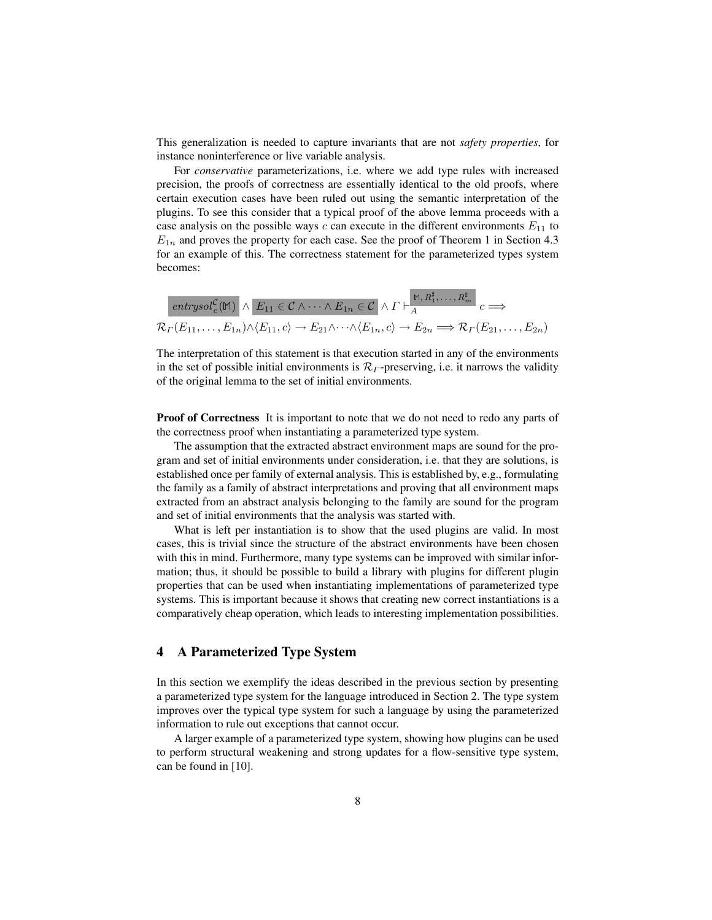This generalization is needed to capture invariants that are not *safety properties*, for instance noninterference or live variable analysis.

For *conservative* parameterizations, i.e. where we add type rules with increased precision, the proofs of correctness are essentially identical to the old proofs, where certain execution cases have been ruled out using the semantic interpretation of the plugins. To see this consider that a typical proof of the above lemma proceeds with a case analysis on the possible ways $c$ can execute in the different environments $E_{11}$ to $E_{1n}$ and proves the property for each case. See the proof of Theorem 1 in Section 4.3 for an example of this. The correctness statement for the parameterized types system becomes:

$$\mathit{entrysol}^{\mathcal{C}}_{c}(\mathbb{M}) \wedge E_{11} \in \mathcal{C} \wedge \cdots \wedge E_{1n} \in \mathcal{C} \wedge \Gamma \vdash_{A}^{\mathbb{M}, R_1^\sharp, \ldots, R_m^\sharp} c \Longrightarrow$$
$$\mathcal{R}_\Gamma(E_{11}, \ldots, E_{1n}) \wedge \langle E_{11}, c\rangle \rightarrow E_{21} \wedge \cdots \wedge \langle E_{1n}, c\rangle \rightarrow E_{2n} \Longrightarrow \mathcal{R}_\Gamma(E_{21}, \ldots, E_{2n})$$

The interpretation of this statement is that execution started in any of the environments in the set of possible initial environments is $\mathcal{R}_\Gamma$-preserving, i.e. it narrows the validity of the original lemma to the set of initial environments.

**Proof of Correctness** It is important to note that we do not need to redo any parts of the correctness proof when instantiating a parameterized type system.

The assumption that the extracted abstract environment maps are sound for the program and set of initial environments under consideration, i.e. that they are solutions, is established once per family of external analysis. This is established by, e.g., formulating the family as a family of abstract interpretations and proving that all environment maps extracted from an abstract analysis belonging to the family are sound for the program and set of initial environments that the analysis was started with.

What is left per instantiation is to show that the used plugins are valid. In most cases, this is trivial since the structure of the abstract environments have been chosen with this in mind. Furthermore, many type systems can be improved with similar information; thus, it should be possible to build a library with plugins for different plugin properties that can be used when instantiating implementations of parameterized type systems. This is important because it shows that creating new correct instantiations is a comparatively cheap operation, which leads to interesting implementation possibilities.

## 4 A Parameterized Type System

In this section we exemplify the ideas described in the previous section by presenting a parameterized type system for the language introduced in Section 2. The type system improves over the typical type system for such a language by using the parameterized information to rule out exceptions that cannot occur.

A larger example of a parameterized type system, showing how plugins can be used to perform structural weakening and strong updates for a flow-sensitive type system, can be found in [10].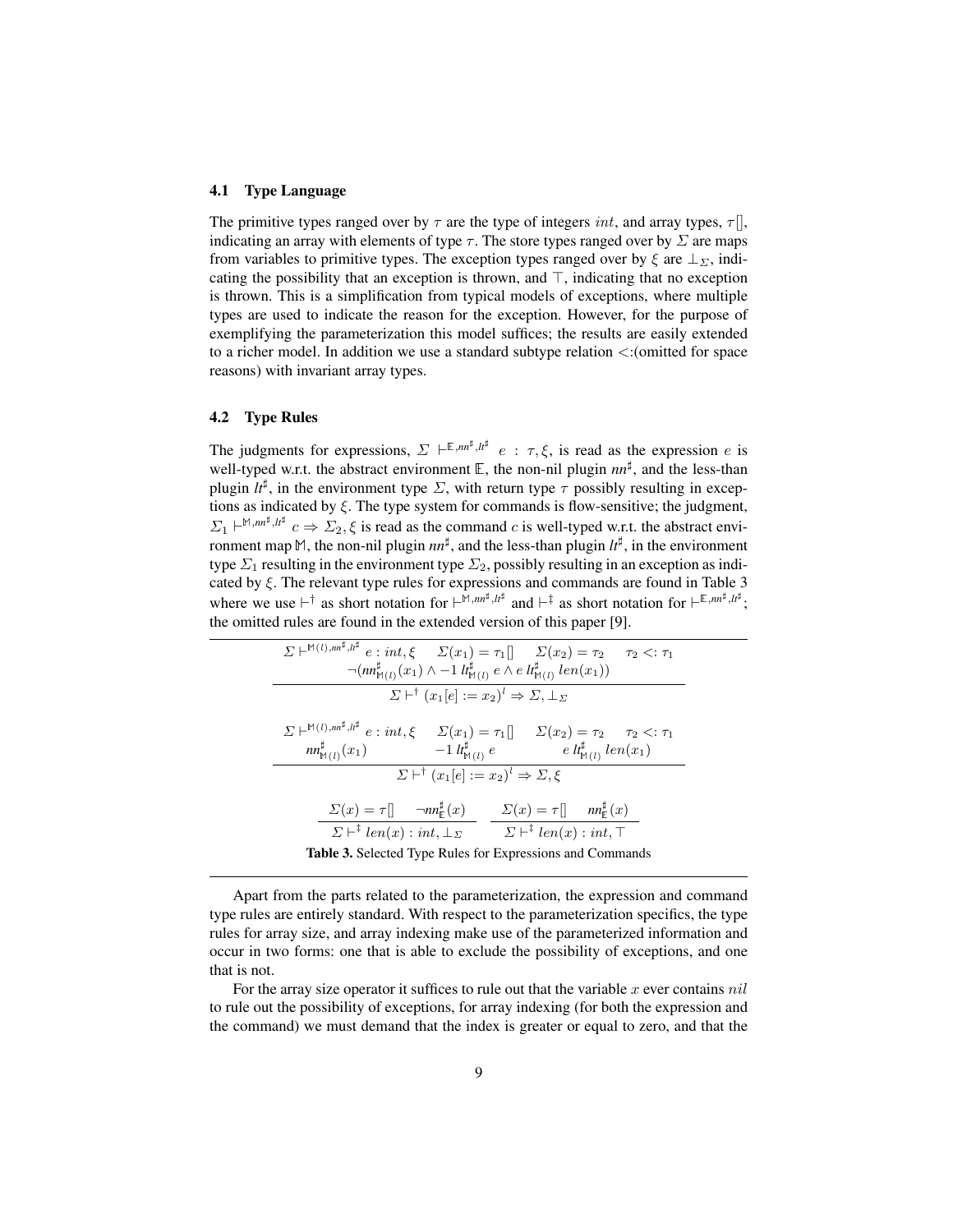### 4.1 Type Language

The primitive types ranged over by $\tau$ are the type of integers $int$, and array types, $\tau[]$, indicating an array with elements of type $\tau$. The store types ranged over by $\Sigma$ are maps from variables to primitive types. The exception types ranged over by $\xi$ are $\bot_\Sigma$, indicating the possibility that an exception is thrown, and $\top$, indicating that no exception is thrown. This is a simplification from typical models of exceptions, where multiple types are used to indicate the reason for the exception. However, for the purpose of exemplifying the parameterization this model suffices; the results are easily extended to a richer model. In addition we use a standard subtype relation $<:$(omitted for space reasons) with invariant array types.

### 4.2 Type Rules

The judgments for expressions, $\Sigma \vdash^{\mathbb{E}, nn^\sharp, lt^\sharp} e : \tau, \xi$, is read as the expression $e$ is well-typed w.r.t. the abstract environment $\mathbb{E}$, the non-nil plugin $nn^\sharp$, and the less-than plugin $lt^\sharp$, in the environment type $\Sigma$, with return type $\tau$ possibly resulting in exceptions as indicated by $\xi$. The type system for commands is flow-sensitive; the judgment, $\Sigma_1 \vdash^{\mathbb{M}, nn^\sharp, lt^\sharp} c \Rightarrow \Sigma_2, \xi$ is read as the command $c$ is well-typed w.r.t. the abstract environment map $\mathbb{M}$, the non-nil plugin $nn^\sharp$, and the less-than plugin $lt^\sharp$, in the environment type $\Sigma_1$ resulting in the environment type $\Sigma_2$, possibly resulting in an exception as indicated by $\xi$. The relevant type rules for expressions and commands are found in Table 3 where we use $\vdash^\dagger$ as short notation for $\vdash^{\mathbb{M}, nn^\sharp, lt^\sharp}$ and $\vdash^\ddagger$ as short notation for $\vdash^{\mathbb{E}, nn^\sharp, lt^\sharp}$; the omitted rules are found in the extended version of this paper [9].

$$\frac{\Sigma \vdash^{\mathbb{M}(l), nn^\sharp, lt^\sharp} e : int, \xi \quad \Sigma(x_1) = \tau_1[] \quad \Sigma(x_2) = \tau_2 \quad \tau_2 <: \tau_1 \quad \neg(nn^\sharp_{\mathbb{M}(l)}(x_1) \wedge -1\ lt^\sharp_{\mathbb{M}(l)}\ e \wedge e\ lt^\sharp_{\mathbb{M}(l)}\ len(x_1))}{\Sigma \vdash^\dagger (x_1[e] := x_2)^l \Rightarrow \Sigma, \bot_\Sigma}$$

$$\frac{\Sigma \vdash^{\mathbb{M}(l), nn^\sharp, lt^\sharp} e : int, \xi \quad \Sigma(x_1) = \tau_1[] \quad \Sigma(x_2) = \tau_2 \quad \tau_2 <: \tau_1 \quad nn^\sharp_{\mathbb{M}(l)}(x_1) \quad -1\ lt^\sharp_{\mathbb{M}(l)}\ e \quad e\ lt^\sharp_{\mathbb{M}(l)}\ len(x_1)}{\Sigma \vdash^\dagger (x_1[e] := x_2)^l \Rightarrow \Sigma, \xi}$$

$$\frac{\Sigma(x) = \tau[] \quad \neg nn^\sharp_{\mathbb{E}}(x)}{\Sigma \vdash^\ddagger len(x) : int, \bot_\Sigma} \qquad \frac{\Sigma(x) = \tau[] \quad nn^\sharp_{\mathbb{E}}(x)}{\Sigma \vdash^\ddagger len(x) : int, \top}$$

**Table 3.** Selected Type Rules for Expressions and Commands

Apart from the parts related to the parameterization, the expression and command type rules are entirely standard. With respect to the parameterization specifics, the type rules for array size, and array indexing make use of the parameterized information and occur in two forms: one that is able to exclude the possibility of exceptions, and one that is not.

For the array size operator it suffices to rule out that the variable $x$ ever contains $nil$ to rule out the possibility of exceptions, for array indexing (for both the expression and the command) we must demand that the index is greater or equal to zero, and that the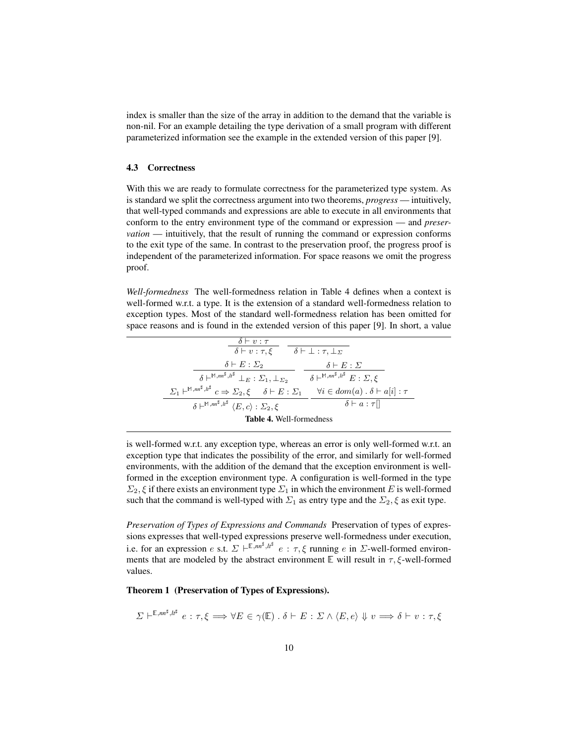index is smaller than the size of the array in addition to the demand that the variable is non-nil. For an example detailing the type derivation of a small program with different parameterized information see the example in the extended version of this paper [9].

### 4.3 Correctness

With this we are ready to formulate correctness for the parameterized type system. As is standard we split the correctness argument into two theorems, *progress* — intuitively, that well-typed commands and expressions are able to execute in all environments that conform to the entry environment type of the command or expression — and *preservation* — intuitively, that the result of running the command or expression conforms to the exit type of the same. In contrast to the preservation proof, the progress proof is independent of the parameterized information. For space reasons we omit the progress proof.

*Well-formedness* The well-formedness relation in Table 4 defines when a context is well-formed w.r.t. a type. It is the extension of a standard well-formedness relation to exception types. Most of the standard well-formedness relation has been omitted for space reasons and is found in the extended version of this paper [9]. In short, a value

$$\frac{\delta \vdash v : \tau}{\delta \vdash v : \tau, \xi} \qquad \frac{}{\delta \vdash \bot : \tau, \bot_{\Sigma}}$$

$$\frac{\delta \vdash E : \Sigma_2}{\delta \vdash^{\mathbb{M}, nn^\sharp, lt^\sharp} \bot_E : \Sigma_1, \bot_{\Sigma_2}} \qquad \frac{\delta \vdash E : \Sigma}{\delta \vdash^{\mathbb{M}, nn^\sharp, lt^\sharp} E : \Sigma, \xi}$$

$$\frac{\Sigma_1 \vdash^{\mathbb{M}, nn^\sharp, lt^\sharp} c \Rightarrow \Sigma_2, \xi \quad \delta \vdash E : \Sigma_1}{\delta \vdash^{\mathbb{M}, nn^\sharp, lt^\sharp} \langle E, c \rangle : \Sigma_2, \xi} \qquad \frac{\forall i \in dom(a) \,.\, \delta \vdash a[i] : \tau}{\delta \vdash a : \tau[]}$$

**Table 4.** Well-formedness

is well-formed w.r.t. any exception type, whereas an error is only well-formed w.r.t. an exception type that indicates the possibility of the error, and similarly for well-formed environments, with the addition of the demand that the exception environment is well-formed in the exception environment type. A configuration is well-formed in the type $\Sigma_2, \xi$ if there exists an environment type $\Sigma_1$ in which the environment $E$ is well-formed such that the command is well-typed with $\Sigma_1$ as entry type and the $\Sigma_2, \xi$ as exit type.

*Preservation of Types of Expressions and Commands* Preservation of types of expressions expresses that well-typed expressions preserve well-formedness under execution, i.e. for an expression $e$ s.t. $\Sigma \vdash^{\mathbb{E}, nn^\sharp, lt^\sharp} e : \tau, \xi$ running $e$ in $\Sigma$-well-formed environments that are modeled by the abstract environment $\mathbb{E}$ will result in $\tau, \xi$-well-formed values.

**Theorem 1 (Preservation of Types of Expressions).**

$$\Sigma \vdash^{\mathbb{E}, nn^\sharp, lt^\sharp} e : \tau, \xi \Longrightarrow \forall E \in \gamma(\mathbb{E}) \,.\, \delta \vdash E : \Sigma \wedge \langle E, e \rangle \Downarrow v \Longrightarrow \delta \vdash v : \tau, \xi$$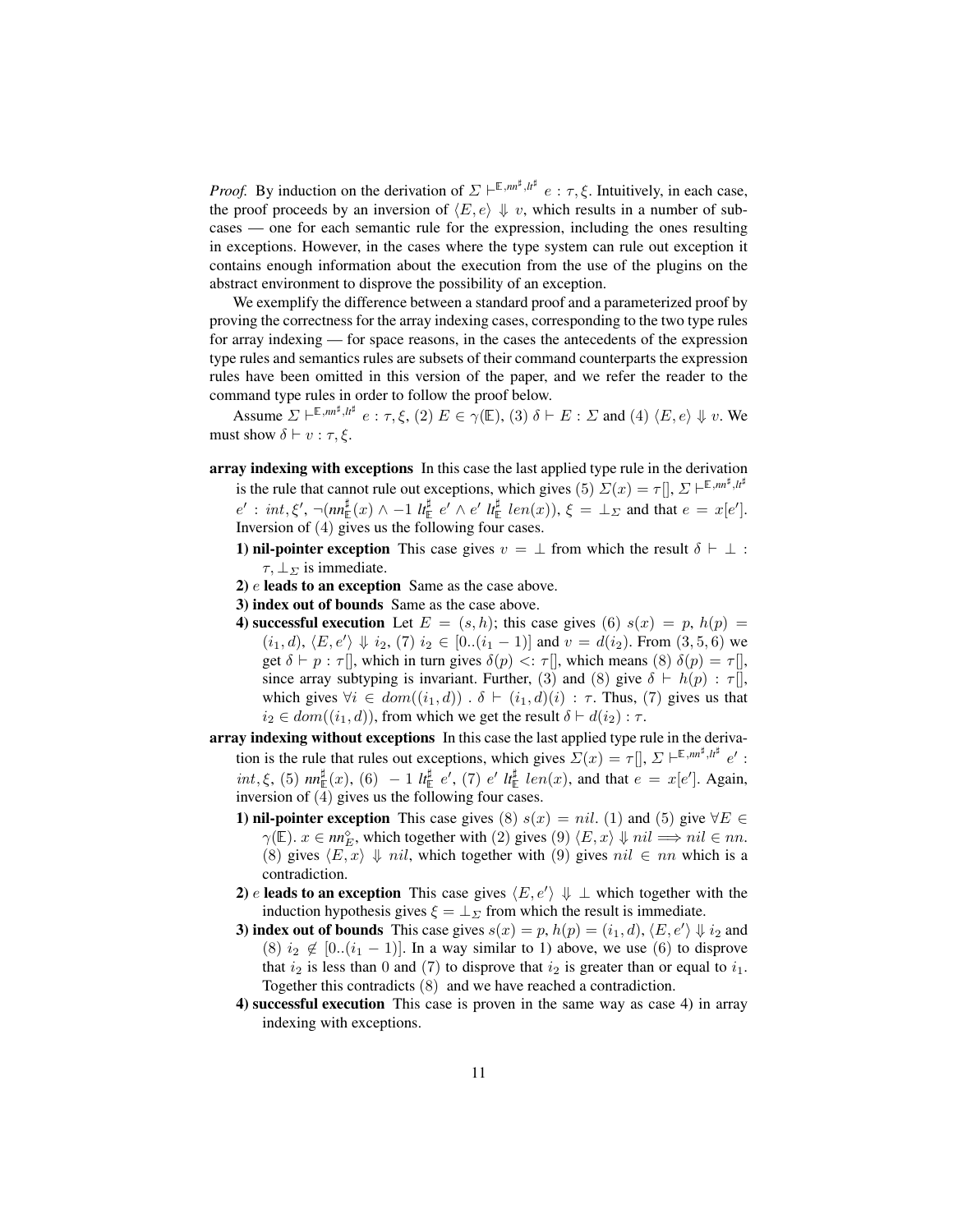*Proof.* By induction on the derivation of $\Sigma \vdash^{\mathbb{E},nn^\sharp,lt^\sharp} e : \tau, \xi$. Intuitively, in each case, the proof proceeds by an inversion of $\langle E, e\rangle \Downarrow v$, which results in a number of sub-cases — one for each semantic rule for the expression, including the ones resulting in exceptions. However, in the cases where the type system can rule out exception it contains enough information about the execution from the use of the plugins on the abstract environment to disprove the possibility of an exception.

We exemplify the difference between a standard proof and a parameterized proof by proving the correctness for the array indexing cases, corresponding to the two type rules for array indexing — for space reasons, in the cases the antecedents of the expression type rules and semantics rules are subsets of their command counterparts the expression rules have been omitted in this version of the paper, and we refer the reader to the command type rules in order to follow the proof below.

Assume $\Sigma \vdash^{\mathbb{E},nn^\sharp,lt^\sharp} e : \tau, \xi$, (2) $E \in \gamma(\mathbb{E})$, (3) $\delta \vdash E : \Sigma$ and (4) $\langle E, e\rangle \Downarrow v$. We must show $\delta \vdash v : \tau, \xi$.

**array indexing with exceptions** In this case the last applied type rule in the derivation is the rule that cannot rule out exceptions, which gives (5) $\Sigma(x) = \tau[]$, $\Sigma \vdash^{\mathbb{E},nn^\sharp,lt^\sharp} e' : int, \xi'$, $\neg(nn^\sharp_{\mathbb{E}}(x) \wedge -1 \; lt^\sharp_{\mathbb{E}} \; e' \wedge e' \; lt^\sharp_{\mathbb{E}} \; len(x))$, $\xi = \bot_\Sigma$ and that $e = x[e']$. Inversion of (4) gives us the following four cases.

- **1) nil-pointer exception** This case gives $v = \bot$ from which the result $\delta \vdash \bot : \tau, \bot_\Sigma$ is immediate.
- **2)** $e$ **leads to an exception** Same as the case above.
- **3) index out of bounds** Same as the case above.
- **4) successful execution** Let $E = (s, h)$; this case gives (6) $s(x) = p$, $h(p) = (i_1, d)$, $\langle E, e'\rangle \Downarrow i_2$, (7) $i_2 \in [0..(i_1 - 1)]$ and $v = d(i_2)$. From (3, 5, 6) we get $\delta \vdash p : \tau[]$, which in turn gives $\delta(p) <: \tau[]$, which means (8) $\delta(p) = \tau[]$, since array subtyping is invariant. Further, (3) and (8) give $\delta \vdash h(p) : \tau[]$, which gives $\forall i \in dom((i_1, d)) \,.\, \delta \vdash (i_1, d)(i) : \tau$. Thus, (7) gives us that $i_2 \in dom((i_1, d))$, from which we get the result $\delta \vdash d(i_2) : \tau$.

**array indexing without exceptions** In this case the last applied type rule in the derivation is the rule that rules out exceptions, which gives $\Sigma(x) = \tau[]$, $\Sigma \vdash^{\mathbb{E},nn^\sharp,lt^\sharp} e' : int, \xi$, (5) $nn^\sharp_{\mathbb{E}}(x)$, (6) $-1 \; lt^\sharp_{\mathbb{E}} \; e'$, (7) $e' \; lt^\sharp_{\mathbb{E}} \; len(x)$, and that $e = x[e']$. Again, inversion of (4) gives us the following four cases.

- **1) nil-pointer exception** This case gives (8) $s(x) = nil$. (1) and (5) give $\forall E \in \gamma(\mathbb{E}).\, x \in nn^\diamond_E$, which together with (2) gives (9) $\langle E, x\rangle \Downarrow nil \Longrightarrow nil \in nn$. (8) gives $\langle E, x\rangle \Downarrow nil$, which together with (9) gives $nil \in nn$ which is a contradiction.
- **2)** $e$ **leads to an exception** This case gives $\langle E, e'\rangle \Downarrow \bot$ which together with the induction hypothesis gives $\xi = \bot_\Sigma$ from which the result is immediate.
- **3) index out of bounds** This case gives $s(x) = p$, $h(p) = (i_1, d)$, $\langle E, e'\rangle \Downarrow i_2$ and (8) $i_2 \notin [0..(i_1 - 1)]$. In a way similar to 1) above, we use (6) to disprove that $i_2$ is less than 0 and (7) to disprove that $i_2$ is greater than or equal to $i_1$. Together this contradicts (8) and we have reached a contradiction.
- **4) successful execution** This case is proven in the same way as case 4) in array indexing with exceptions.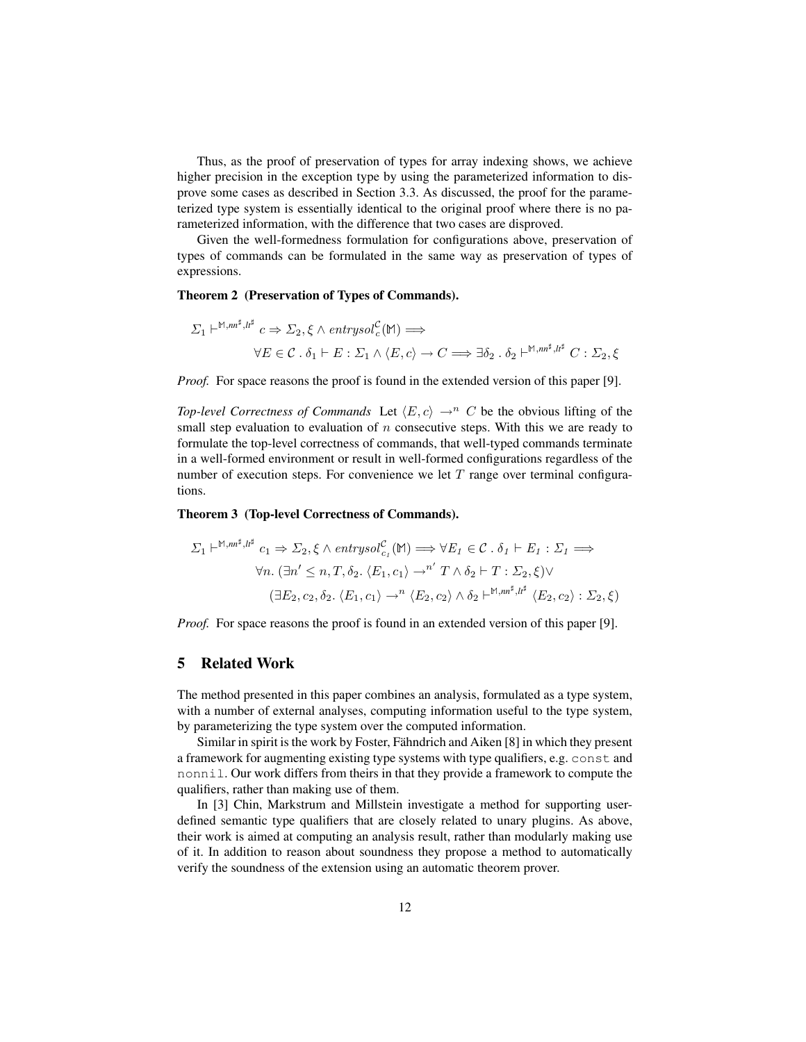Thus, as the proof of preservation of types for array indexing shows, we achieve higher precision in the exception type by using the parameterized information to disprove some cases as described in Section 3.3. As discussed, the proof for the parameterized type system is essentially identical to the original proof where there is no parameterized information, with the difference that two cases are disproved.

Given the well-formedness formulation for configurations above, preservation of types of commands can be formulated in the same way as preservation of types of expressions.

**Theorem 2 (Preservation of Types of Commands).**

$$\Sigma_1 \vdash^{\mathbb{M},nn^\sharp,lt^\sharp} c \Rightarrow \Sigma_2, \xi \wedge \mathit{entrysol}_c^{\mathcal{C}}(\mathbb{M}) \Longrightarrow$$
$$\forall E \in \mathcal{C} \;.\; \delta_1 \vdash E : \Sigma_1 \wedge \langle E, c \rangle \to C \Longrightarrow \exists \delta_2 \;.\; \delta_2 \vdash^{\mathbb{M},nn^\sharp,lt^\sharp} C : \Sigma_2, \xi$$

*Proof.* For space reasons the proof is found in the extended version of this paper [9].

*Top-level Correctness of Commands* Let $\langle E, c \rangle \to^n C$ be the obvious lifting of the small step evaluation to evaluation of $n$ consecutive steps. With this we are ready to formulate the top-level correctness of commands, that well-typed commands terminate in a well-formed environment or result in well-formed configurations regardless of the number of execution steps. For convenience we let $T$ range over terminal configurations.

**Theorem 3 (Top-level Correctness of Commands).**

$$\Sigma_1 \vdash^{\mathbb{M},nn^\sharp,lt^\sharp} c_1 \Rightarrow \Sigma_2, \xi \wedge \mathit{entrysol}_{c_1}^{\mathcal{C}}(\mathbb{M}) \Longrightarrow \forall E_1 \in \mathcal{C} \;.\; \delta_1 \vdash E_1 : \Sigma_1 \Longrightarrow$$
$$\forall n. \; (\exists n' \leq n, T, \delta_2. \; \langle E_1, c_1 \rangle \to^{n'} T \wedge \delta_2 \vdash T : \Sigma_2, \xi) \vee$$
$$(\exists E_2, c_2, \delta_2. \; \langle E_1, c_1 \rangle \to^{n} \langle E_2, c_2 \rangle \wedge \delta_2 \vdash^{\mathbb{M},nn^\sharp,lt^\sharp} \langle E_2, c_2 \rangle : \Sigma_2, \xi)$$

*Proof.* For space reasons the proof is found in an extended version of this paper [9].

## 5 Related Work

The method presented in this paper combines an analysis, formulated as a type system, with a number of external analyses, computing information useful to the type system, by parameterizing the type system over the computed information.

Similar in spirit is the work by Foster, Fähndrich and Aiken [8] in which they present a framework for augmenting existing type systems with type qualifiers, e.g. `const` and `nonnil`. Our work differs from theirs in that they provide a framework to compute the qualifiers, rather than making use of them.

In [3] Chin, Markstrum and Millstein investigate a method for supporting user-defined semantic type qualifiers that are closely related to unary plugins. As above, their work is aimed at computing an analysis result, rather than modularly making use of it. In addition to reason about soundness they propose a method to automatically verify the soundness of the extension using an automatic theorem prover.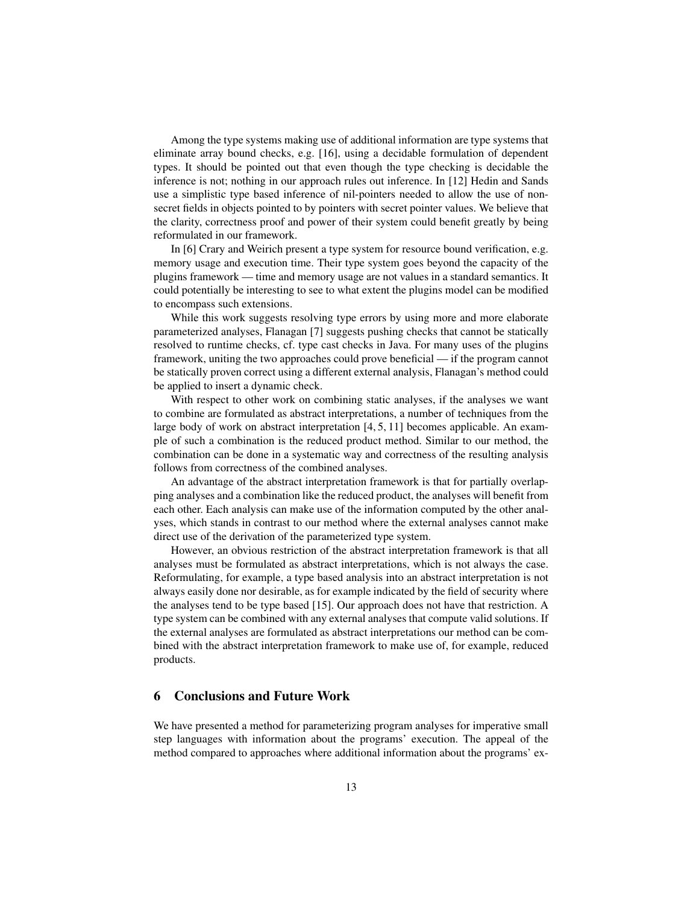Among the type systems making use of additional information are type systems that eliminate array bound checks, e.g. [16], using a decidable formulation of dependent types. It should be pointed out that even though the type checking is decidable the inference is not; nothing in our approach rules out inference. In [12] Hedin and Sands use a simplistic type based inference of nil-pointers needed to allow the use of non-secret fields in objects pointed to by pointers with secret pointer values. We believe that the clarity, correctness proof and power of their system could benefit greatly by being reformulated in our framework.

In [6] Crary and Weirich present a type system for resource bound verification, e.g. memory usage and execution time. Their type system goes beyond the capacity of the plugins framework — time and memory usage are not values in a standard semantics. It could potentially be interesting to see to what extent the plugins model can be modified to encompass such extensions.

While this work suggests resolving type errors by using more and more elaborate parameterized analyses, Flanagan [7] suggests pushing checks that cannot be statically resolved to runtime checks, cf. type cast checks in Java. For many uses of the plugins framework, uniting the two approaches could prove beneficial — if the program cannot be statically proven correct using a different external analysis, Flanagan's method could be applied to insert a dynamic check.

With respect to other work on combining static analyses, if the analyses we want to combine are formulated as abstract interpretations, a number of techniques from the large body of work on abstract interpretation [4, 5, 11] becomes applicable. An example of such a combination is the reduced product method. Similar to our method, the combination can be done in a systematic way and correctness of the resulting analysis follows from correctness of the combined analyses.

An advantage of the abstract interpretation framework is that for partially overlapping analyses and a combination like the reduced product, the analyses will benefit from each other. Each analysis can make use of the information computed by the other analyses, which stands in contrast to our method where the external analyses cannot make direct use of the derivation of the parameterized type system.

However, an obvious restriction of the abstract interpretation framework is that all analyses must be formulated as abstract interpretations, which is not always the case. Reformulating, for example, a type based analysis into an abstract interpretation is not always easily done nor desirable, as for example indicated by the field of security where the analyses tend to be type based [15]. Our approach does not have that restriction. A type system can be combined with any external analyses that compute valid solutions. If the external analyses are formulated as abstract interpretations our method can be combined with the abstract interpretation framework to make use of, for example, reduced products.

## 6 Conclusions and Future Work

We have presented a method for parameterizing program analyses for imperative small step languages with information about the programs' execution. The appeal of the method compared to approaches where additional information about the programs' ex-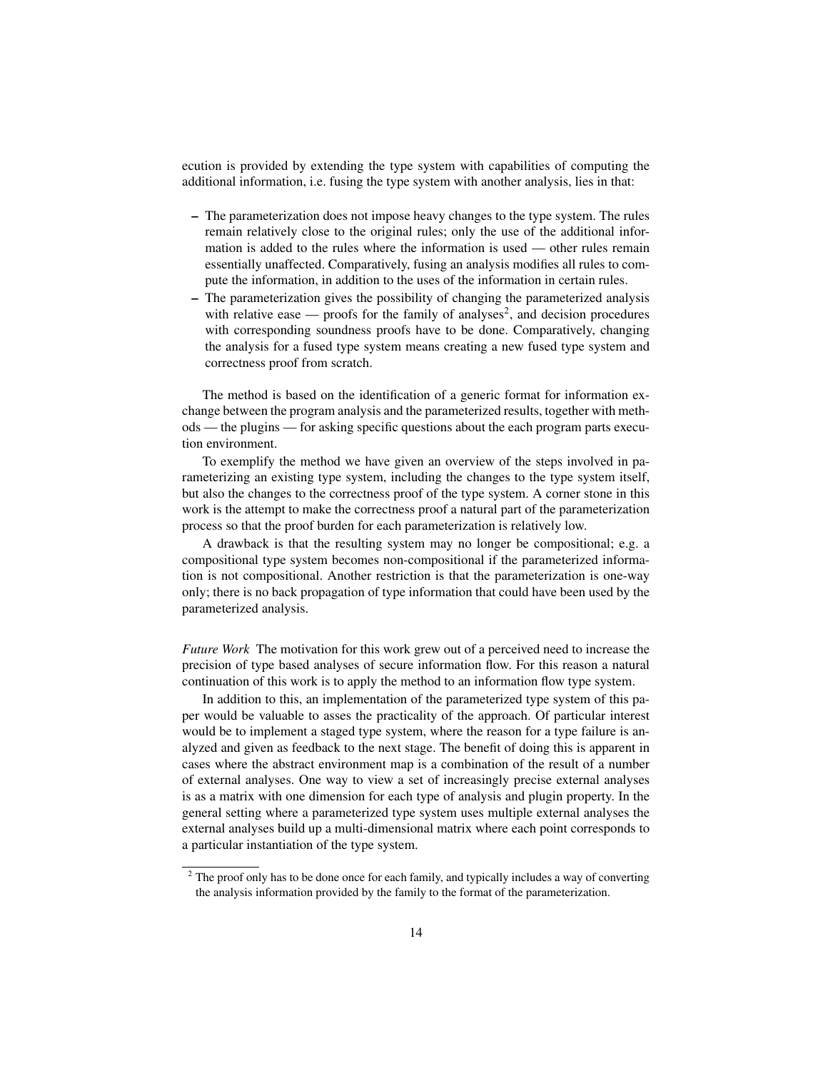ecution is provided by extending the type system with capabilities of computing the additional information, i.e. fusing the type system with another analysis, lies in that:

- The parameterization does not impose heavy changes to the type system. The rules remain relatively close to the original rules; only the use of the additional information is added to the rules where the information is used — other rules remain essentially unaffected. Comparatively, fusing an analysis modifies all rules to compute the information, in addition to the uses of the information in certain rules.
- The parameterization gives the possibility of changing the parameterized analysis with relative ease — proofs for the family of analyses[2], and decision procedures with corresponding soundness proofs have to be done. Comparatively, changing the analysis for a fused type system means creating a new fused type system and correctness proof from scratch.

The method is based on the identification of a generic format for information exchange between the program analysis and the parameterized results, together with methods — the plugins — for asking specific questions about the each program parts execution environment.

To exemplify the method we have given an overview of the steps involved in parameterizing an existing type system, including the changes to the type system itself, but also the changes to the correctness proof of the type system. A corner stone in this work is the attempt to make the correctness proof a natural part of the parameterization process so that the proof burden for each parameterization is relatively low.

A drawback is that the resulting system may no longer be compositional; e.g. a compositional type system becomes non-compositional if the parameterized information is not compositional. Another restriction is that the parameterization is one-way only; there is no back propagation of type information that could have been used by the parameterized analysis.

*Future Work* The motivation for this work grew out of a perceived need to increase the precision of type based analyses of secure information flow. For this reason a natural continuation of this work is to apply the method to an information flow type system.

In addition to this, an implementation of the parameterized type system of this paper would be valuable to asses the practicality of the approach. Of particular interest would be to implement a staged type system, where the reason for a type failure is analyzed and given as feedback to the next stage. The benefit of doing this is apparent in cases where the abstract environment map is a combination of the result of a number of external analyses. One way to view a set of increasingly precise external analyses is as a matrix with one dimension for each type of analysis and plugin property. In the general setting where a parameterized type system uses multiple external analyses the external analyses build up a multi-dimensional matrix where each point corresponds to a particular instantiation of the type system.

[2] The proof only has to be done once for each family, and typically includes a way of converting the analysis information provided by the family to the format of the parameterization.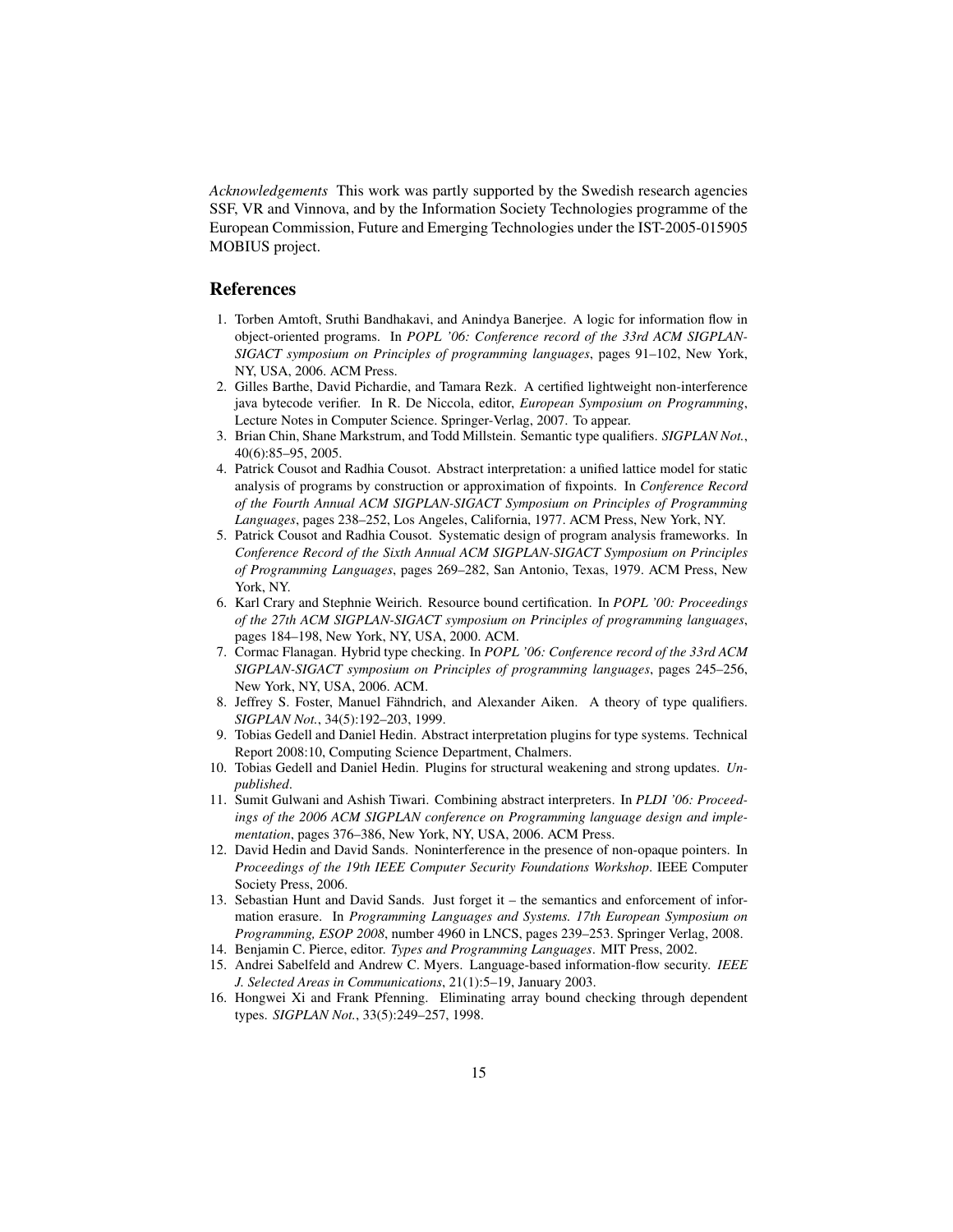*Acknowledgements* This work was partly supported by the Swedish research agencies SSF, VR and Vinnova, and by the Information Society Technologies programme of the European Commission, Future and Emerging Technologies under the IST-2005-015905 MOBIUS project.

## References

1. Torben Amtoft, Sruthi Bandhakavi, and Anindya Banerjee. A logic for information flow in object-oriented programs. In *POPL '06: Conference record of the 33rd ACM SIGPLAN-SIGACT symposium on Principles of programming languages*, pages 91–102, New York, NY, USA, 2006. ACM Press.
2. Gilles Barthe, David Pichardie, and Tamara Rezk. A certified lightweight non-interference java bytecode verifier. In R. De Niccola, editor, *European Symposium on Programming*, Lecture Notes in Computer Science. Springer-Verlag, 2007. To appear.
3. Brian Chin, Shane Markstrum, and Todd Millstein. Semantic type qualifiers. *SIGPLAN Not.*, 40(6):85–95, 2005.
4. Patrick Cousot and Radhia Cousot. Abstract interpretation: a unified lattice model for static analysis of programs by construction or approximation of fixpoints. In *Conference Record of the Fourth Annual ACM SIGPLAN-SIGACT Symposium on Principles of Programming Languages*, pages 238–252, Los Angeles, California, 1977. ACM Press, New York, NY.
5. Patrick Cousot and Radhia Cousot. Systematic design of program analysis frameworks. In *Conference Record of the Sixth Annual ACM SIGPLAN-SIGACT Symposium on Principles of Programming Languages*, pages 269–282, San Antonio, Texas, 1979. ACM Press, New York, NY.
6. Karl Crary and Stephnie Weirich. Resource bound certification. In *POPL '00: Proceedings of the 27th ACM SIGPLAN-SIGACT symposium on Principles of programming languages*, pages 184–198, New York, NY, USA, 2000. ACM.
7. Cormac Flanagan. Hybrid type checking. In *POPL '06: Conference record of the 33rd ACM SIGPLAN-SIGACT symposium on Principles of programming languages*, pages 245–256, New York, NY, USA, 2006. ACM.
8. Jeffrey S. Foster, Manuel Fähndrich, and Alexander Aiken. A theory of type qualifiers. *SIGPLAN Not.*, 34(5):192–203, 1999.
9. Tobias Gedell and Daniel Hedin. Abstract interpretation plugins for type systems. Technical Report 2008:10, Computing Science Department, Chalmers.
10. Tobias Gedell and Daniel Hedin. Plugins for structural weakening and strong updates. *Unpublished*.
11. Sumit Gulwani and Ashish Tiwari. Combining abstract interpreters. In *PLDI '06: Proceedings of the 2006 ACM SIGPLAN conference on Programming language design and implementation*, pages 376–386, New York, NY, USA, 2006. ACM Press.
12. David Hedin and David Sands. Noninterference in the presence of non-opaque pointers. In *Proceedings of the 19th IEEE Computer Security Foundations Workshop*. IEEE Computer Society Press, 2006.
13. Sebastian Hunt and David Sands. Just forget it – the semantics and enforcement of information erasure. In *Programming Languages and Systems. 17th European Symposium on Programming, ESOP 2008*, number 4960 in LNCS, pages 239–253. Springer Verlag, 2008.
14. Benjamin C. Pierce, editor. *Types and Programming Languages*. MIT Press, 2002.
15. Andrei Sabelfeld and Andrew C. Myers. Language-based information-flow security. *IEEE J. Selected Areas in Communications*, 21(1):5–19, January 2003.
16. Hongwei Xi and Frank Pfenning. Eliminating array bound checking through dependent types. *SIGPLAN Not.*, 33(5):249–257, 1998.